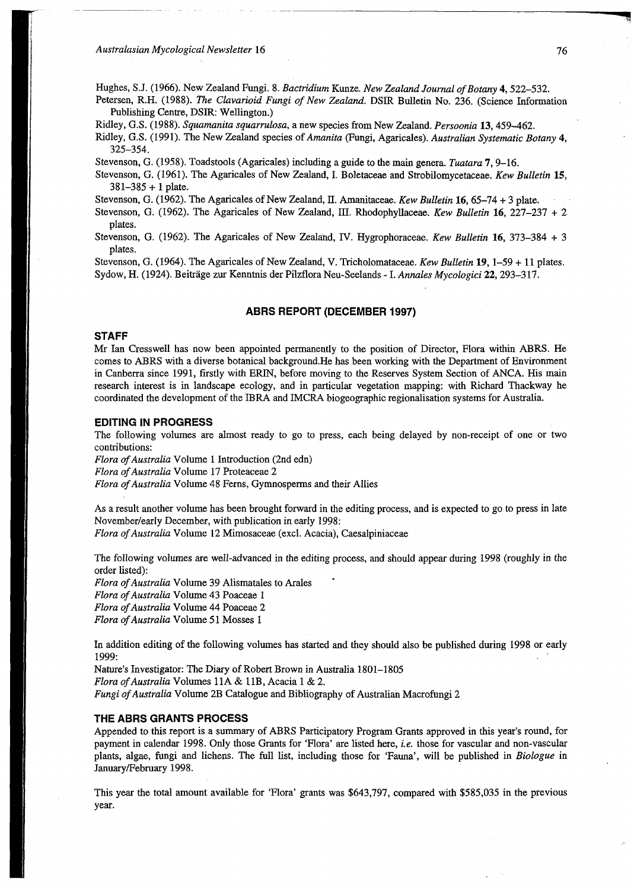Hughes, S.J. (1966). New Zealand Fungi. 8. *Bactridium* Kunze. *New Zealand Journal of Botany* **4**, 522–532.

Petersen, R.H. (1988). *The Clavarioid Fungi of New Zealand.* DSIR Bulletin No. 236. (Science Information Publishing Centre, DSIR: Wellington.)

Ridley, G.S. (1988). *Squamanita squarrulosa*, a new species from New Zealand. *Persoonia* **13**, 459–462.

Ridley, G.S. (1991). The New Zealand species of *Amanita* (Fungi, Agaricales). *Australian Systematic Botany* **4**, 325–354.

Stevenson, G. (1958). Toadstools (Agaricales) including a guide to the main genera. *Tuatara* **7**, 9–16.

Stevenson, G. (1961). The Agaricales of New Zealand, I. Boletaceae and Strobilomycetaceae. *Kew Bulletin* **15**, 381–385 + 1 plate.

Stevenson, G. (1962). The Agaricales of New Zealand, II. Amanitaceae. *Kew Bulletin* **16**, 65–74 + 3 plate.

Stevenson, G. (1962). The Agaricales of New Zealand, III. Rhodophyllaceae. *Kew Bulletin* **16**, 227–237 + 2 plates.

Stevenson, G. (1962). The Agaricales of New Zealand, IV. Hygrophoraceae. *Kew Bulletin* **16**, 373–384 + 3 plates.

Stevenson, G. (1964). The Agaricales of New Zealand, V. Tricholomataceae. *Kew Bulletin* **19**, 1–59 + 11 plates.

Sydow, H. (1924). Beiträge zur Kenntnis der Pilzflora Neu-Seelands - I. *Annales Mycologici* **22**, 293–317.

## ABRS REPORT (DECEMBER 1997)

### STAFF

Mr Ian Cresswell has now been appointed permanently to the position of Director, Flora within ABRS. He comes to ABRS with a diverse botanical background.He has been working with the Department of Environment in Canberra since 1991, firstly with ERIN, before moving to the Reserves System Section of ANCA. His main research interest is in landscape ecology, and in particular vegetation mapping: with Richard Thackway he coordinated the development of the IBRA and IMCRA biogeographic regionalisation systems for Australia.

### EDITING IN PROGRESS

The following volumes are almost ready to go to press, each being delayed by non-receipt of one or two contributions:

*Flora of Australia* Volume 1 Introduction (2nd edn)
*Flora of Australia* Volume 17 Proteaceae 2
*Flora of Australia* Volume 48 Ferns, Gymnosperms and their Allies

As a result another volume has been brought forward in the editing process, and is expected to go to press in late November/early December, with publication in early 1998:

*Flora of Australia* Volume 12 Mimosaceae (excl. Acacia), Caesalpiniaceae

The following volumes are well-advanced in the editing process, and should appear during 1998 (roughly in the order listed):

*Flora of Australia* Volume 39 Alismatales to Arales
*Flora of Australia* Volume 43 Poaceae 1
*Flora of Australia* Volume 44 Poaceae 2
*Flora of Australia* Volume 51 Mosses 1

In addition editing of the following volumes has started and they should also be published during 1998 or early 1999:

Nature's Investigator: The Diary of Robert Brown in Australia 1801–1805
*Flora of Australia* Volumes 11A & 11B, Acacia 1 & 2.
*Fungi of Australia* Volume 2B Catalogue and Bibliography of Australian Macrofungi 2

### THE ABRS GRANTS PROCESS

Appended to this report is a summary of ABRS Participatory Program Grants approved in this year's round, for payment in calendar 1998. Only those Grants for 'Flora' are listed here, *i.e.* those for vascular and non-vascular plants, algae, fungi and lichens. The full list, including those for 'Fauna', will be published in *Biologue* in January/February 1998.

This year the total amount available for 'Flora' grants was $643,797, compared with $585,035 in the previous year.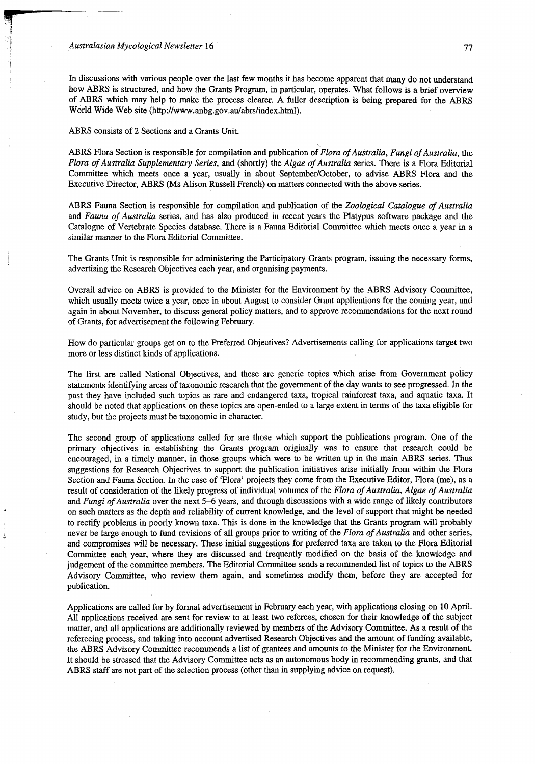In discussions with various people over the last few months it has become apparent that many do not understand how ABRS is structured, and how the Grants Program, in particular, operates. What follows is a brief overview of ABRS which may help to make the process clearer. A fuller description is being prepared for the ABRS World Wide Web site (http://www.anbg.gov.au/abrs/index.html).

ABRS consists of 2 Sections and a Grants Unit.

ABRS Flora Section is responsible for compilation and publication of *Flora of Australia*, *Fungi of Australia*, the *Flora of Australia Supplementary Series*, and (shortly) the *Algae of Australia* series. There is a Flora Editorial Committee which meets once a year, usually in about September/October, to advise ABRS Flora and the Executive Director, ABRS (Ms Alison Russell French) on matters connected with the above series.

ABRS Fauna Section is responsible for compilation and publication of the *Zoological Catalogue of Australia* and *Fauna of Australia* series, and has also produced in recent years the Platypus software package and the Catalogue of Vertebrate Species database. There is a Fauna Editorial Committee which meets once a year in a similar manner to the Flora Editorial Committee.

The Grants Unit is responsible for administering the Participatory Grants program, issuing the necessary forms, advertising the Research Objectives each year, and organising payments.

Overall advice on ABRS is provided to the Minister for the Environment by the ABRS Advisory Committee, which usually meets twice a year, once in about August to consider Grant applications for the coming year, and again in about November, to discuss general policy matters, and to approve recommendations for the next round of Grants, for advertisement the following February.

How do particular groups get on to the Preferred Objectives? Advertisements calling for applications target two more or less distinct kinds of applications.

The first are called National Objectives, and these are generic topics which arise from Government policy statements identifying areas of taxonomic research that the government of the day wants to see progressed. In the past they have included such topics as rare and endangered taxa, tropical rainforest taxa, and aquatic taxa. It should be noted that applications on these topics are open-ended to a large extent in terms of the taxa eligible for study, but the projects must be taxonomic in character.

The second group of applications called for are those which support the publications program. One of the primary objectives in establishing the Grants program originally was to ensure that research could be encouraged, in a timely manner, in those groups which were to be written up in the main ABRS series. Thus suggestions for Research Objectives to support the publication initiatives arise initially from within the Flora Section and Fauna Section. In the case of 'Flora' projects they come from the Executive Editor, Flora (me), as a result of consideration of the likely progress of individual volumes of the *Flora of Australia*, *Algae of Australia* and *Fungi of Australia* over the next 5–6 years, and through discussions with a wide range of likely contributors on such matters as the depth and reliability of current knowledge, and the level of support that might be needed to rectify problems in poorly known taxa. This is done in the knowledge that the Grants program will probably never be large enough to fund revisions of all groups prior to writing of the *Flora of Australia* and other series, and compromises will be necessary. These initial suggestions for preferred taxa are taken to the Flora Editorial Committee each year, where they are discussed and frequently modified on the basis of the knowledge and judgement of the committee members. The Editorial Committee sends a recommended list of topics to the ABRS Advisory Committee, who review them again, and sometimes modify them, before they are accepted for publication.

Applications are called for by formal advertisement in February each year, with applications closing on 10 April. All applications received are sent for review to at least two referees, chosen for their knowledge of the subject matter, and all applications are additionally reviewed by members of the Advisory Committee. As a result of the refereeing process, and taking into account advertised Research Objectives and the amount of funding available, the ABRS Advisory Committee recommends a list of grantees and amounts to the Minister for the Environment. It should be stressed that the Advisory Committee acts as an autonomous body in recommending grants, and that ABRS staff are not part of the selection process (other than in supplying advice on request).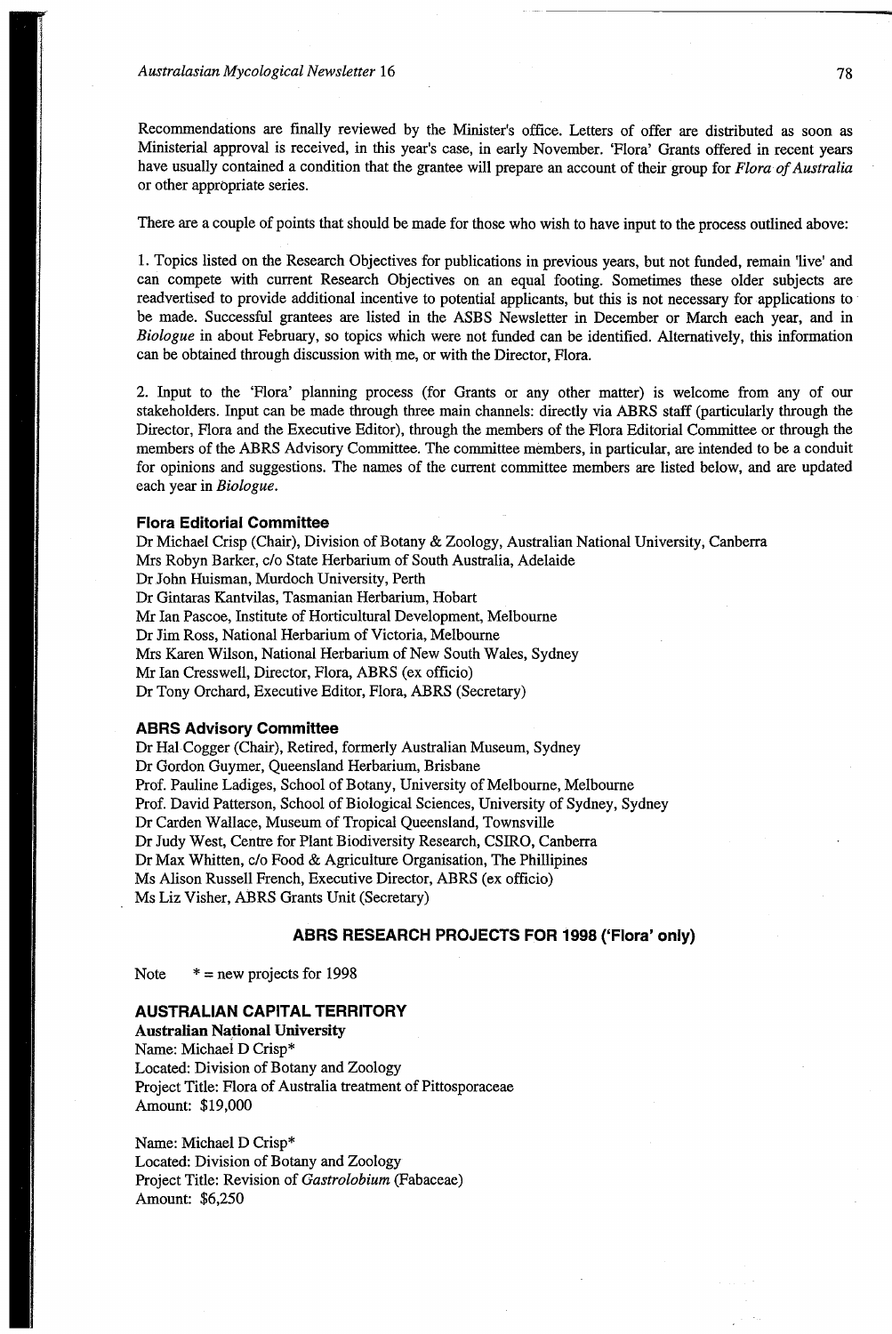Recommendations are finally reviewed by the Minister's office. Letters of offer are distributed as soon as Ministerial approval is received, in this year's case, in early November. 'Flora' Grants offered in recent years have usually contained a condition that the grantee will prepare an account of their group for *Flora of Australia* or other appropriate series.

There are a couple of points that should be made for those who wish to have input to the process outlined above:

1. Topics listed on the Research Objectives for publications in previous years, but not funded, remain 'live' and can compete with current Research Objectives on an equal footing. Sometimes these older subjects are readvertised to provide additional incentive to potential applicants, but this is not necessary for applications to be made. Successful grantees are listed in the ASBS Newsletter in December or March each year, and in *Biologue* in about February, so topics which were not funded can be identified. Alternatively, this information can be obtained through discussion with me, or with the Director, Flora.

2. Input to the 'Flora' planning process (for Grants or any other matter) is welcome from any of our stakeholders. Input can be made through three main channels: directly via ABRS staff (particularly through the Director, Flora and the Executive Editor), through the members of the Flora Editorial Committee or through the members of the ABRS Advisory Committee. The committee members, in particular, are intended to be a conduit for opinions and suggestions. The names of the current committee members are listed below, and are updated each year in *Biologue*.

### Flora Editorial Committee

Dr Michael Crisp (Chair), Division of Botany & Zoology, Australian National University, Canberra
Mrs Robyn Barker, c/o State Herbarium of South Australia, Adelaide
Dr John Huisman, Murdoch University, Perth
Dr Gintaras Kantvilas, Tasmanian Herbarium, Hobart
Mr Ian Pascoe, Institute of Horticultural Development, Melbourne
Dr Jim Ross, National Herbarium of Victoria, Melbourne
Mrs Karen Wilson, National Herbarium of New South Wales, Sydney
Mr Ian Cresswell, Director, Flora, ABRS (ex officio)
Dr Tony Orchard, Executive Editor, Flora, ABRS (Secretary)

### ABRS Advisory Committee

Dr Hal Cogger (Chair), Retired, formerly Australian Museum, Sydney
Dr Gordon Guymer, Queensland Herbarium, Brisbane
Prof. Pauline Ladiges, School of Botany, University of Melbourne, Melbourne
Prof. David Patterson, School of Biological Sciences, University of Sydney, Sydney
Dr Carden Wallace, Museum of Tropical Queensland, Townsville
Dr Judy West, Centre for Plant Biodiversity Research, CSIRO, Canberra
Dr Max Whitten, c/o Food & Agriculture Organisation, The Phillipines
Ms Alison Russell French, Executive Director, ABRS (ex officio)
Ms Liz Visher, ABRS Grants Unit (Secretary)

## ABRS RESEARCH PROJECTS FOR 1998 ('Flora' only)

Note  * = new projects for 1998

### AUSTRALIAN CAPITAL TERRITORY

**Australian National University**

Name: Michael D Crisp*
Located: Division of Botany and Zoology
Project Title: Flora of Australia treatment of Pittosporaceae
Amount: $19,000

Name: Michael D Crisp*
Located: Division of Botany and Zoology
Project Title: Revision of *Gastrolobium* (Fabaceae)
Amount: $6,250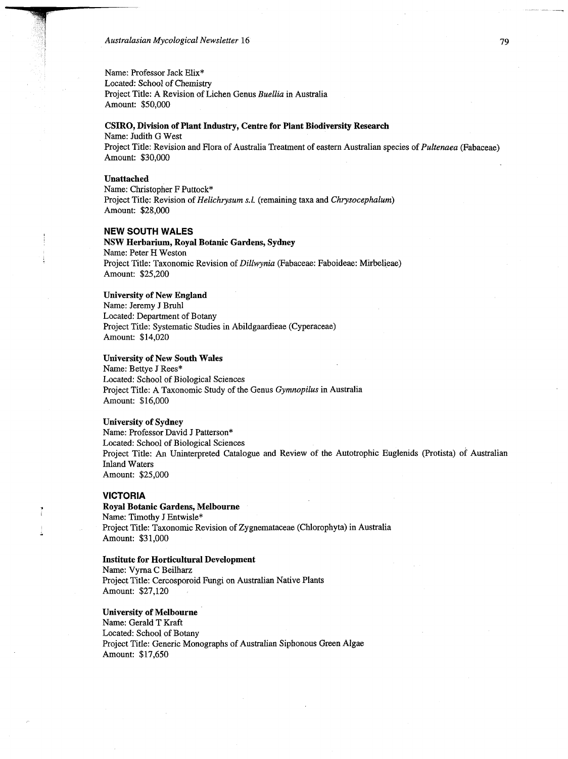Name: Professor Jack Elix*
Located: School of Chemistry
Project Title: A Revision of Lichen Genus *Buellia* in Australia
Amount: $50,000

**CSIRO, Division of Plant Industry, Centre for Plant Biodiversity Research**
Name: Judith G West
Project Title: Revision and Flora of Australia Treatment of eastern Australian species of *Pultenaea* (Fabaceae)
Amount: $30,000

**Unattached**
Name: Christopher F Puttock*
Project Title: Revision of *Helichrysum s.l.* (remaining taxa and *Chrysocephalum*)
Amount: $28,000

## NEW SOUTH WALES

**NSW Herbarium, Royal Botanic Gardens, Sydney**
Name: Peter H Weston
Project Title: Taxonomic Revision of *Dillwynia* (Fabaceae: Faboideae: Mirbelieae)
Amount: $25,200

**University of New England**
Name: Jeremy J Bruhl
Located: Department of Botany
Project Title: Systematic Studies in Abildgaardieae (Cyperaceae)
Amount: $14,020

**University of New South Wales**
Name: Bettye J Rees*
Located: School of Biological Sciences
Project Title: A Taxonomic Study of the Genus *Gymnopilus* in Australia
Amount: $16,000

**University of Sydney**
Name: Professor David J Patterson*
Located: School of Biological Sciences
Project Title: An Uninterpreted Catalogue and Review of the Autotrophic Euglenids (Protista) of Australian Inland Waters
Amount: $25,000

## VICTORIA

**Royal Botanic Gardens, Melbourne**
Name: Timothy J Entwisle*
Project Title: Taxonomic Revision of Zygnemataceae (Chlorophyta) in Australia
Amount: $31,000

**Institute for Horticultural Development**
Name: Vyrna C Beilharz
Project Title: Cercosporoid Fungi on Australian Native Plants
Amount: $27,120

**University of Melbourne**
Name: Gerald T Kraft
Located: School of Botany
Project Title: Generic Monographs of Australian Siphonous Green Algae
Amount: $17,650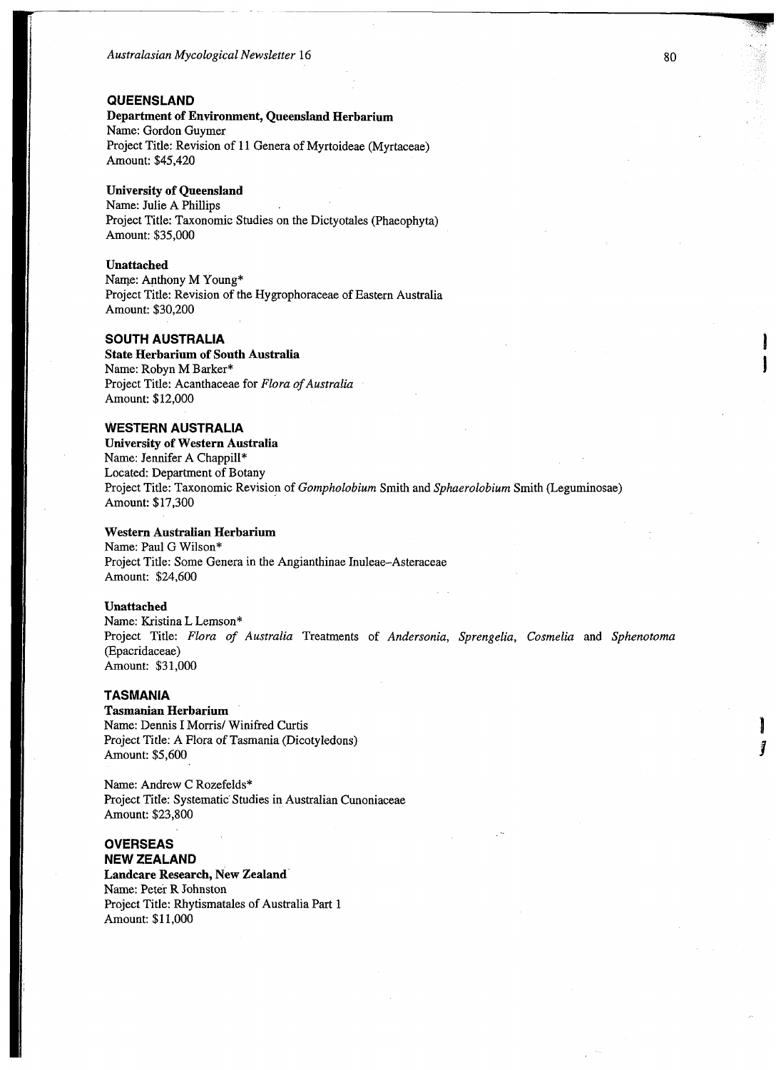## QUEENSLAND

**Department of Environment, Queensland Herbarium**
Name: Gordon Guymer
Project Title: Revision of 11 Genera of Myrtoideae (Myrtaceae)
Amount: $45,420

**University of Queensland**
Name: Julie A Phillips
Project Title: Taxonomic Studies on the Dictyotales (Phaeophyta)
Amount: $35,000

**Unattached**
Name: Anthony M Young*
Project Title: Revision of the Hygrophoraceae of Eastern Australia
Amount: $30,200

## SOUTH AUSTRALIA

**State Herbarium of South Australia**
Name: Robyn M Barker*
Project Title: Acanthaceae for *Flora of Australia*
Amount: $12,000

## WESTERN AUSTRALIA

**University of Western Australia**
Name: Jennifer A Chappill*
Located: Department of Botany
Project Title: Taxonomic Revision of *Gompholobium* Smith and *Sphaerolobium* Smith (Leguminosae)
Amount: $17,300

**Western Australian Herbarium**
Name: Paul G Wilson*
Project Title: Some Genera in the Angianthinae Inuleae–Asteraceae
Amount: $24,600

**Unattached**
Name: Kristina L Lemson*
Project Title: *Flora of Australia* Treatments of *Andersonia*, *Sprengelia*, *Cosmelia* and *Sphenotoma* (Epacridaceae)
Amount: $31,000

## TASMANIA

**Tasmanian Herbarium**
Name: Dennis I Morris/ Winifred Curtis
Project Title: A Flora of Tasmania (Dicotyledons)
Amount: $5,600

Name: Andrew C Rozefelds*
Project Title: Systematic Studies in Australian Cunoniaceae
Amount: $23,800

## OVERSEAS

## NEW ZEALAND

**Landcare Research, New Zealand**
Name: Peter R Johnston
Project Title: Rhytismatales of Australia Part 1
Amount: $11,000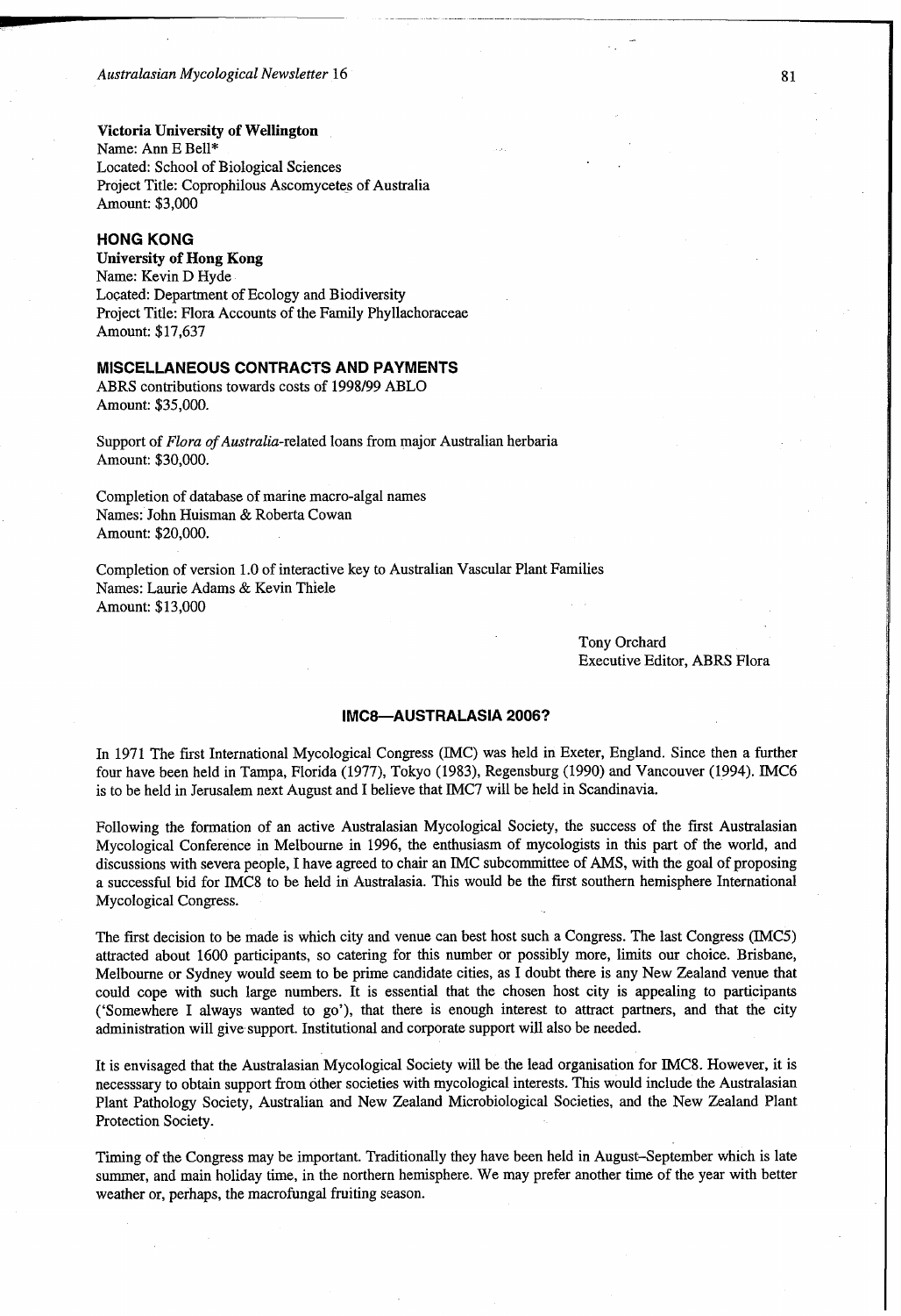**Victoria University of Wellington**
Name: Ann E Bell*
Located: School of Biological Sciences
Project Title: Coprophilous Ascomycetes of Australia
Amount: $3,000

### HONG KONG

**University of Hong Kong**
Name: Kevin D Hyde
Located: Department of Ecology and Biodiversity
Project Title: Flora Accounts of the Family Phyllachoraceae
Amount: $17,637

### MISCELLANEOUS CONTRACTS AND PAYMENTS

ABRS contributions towards costs of 1998/99 ABLO
Amount: $35,000.

Support of *Flora of Australia*-related loans from major Australian herbaria
Amount: $30,000.

Completion of database of marine macro-algal names
Names: John Huisman & Roberta Cowan
Amount: $20,000.

Completion of version 1.0 of interactive key to Australian Vascular Plant Families
Names: Laurie Adams & Kevin Thiele
Amount: $13,000

Tony Orchard
Executive Editor, ABRS Flora

## IMC8—AUSTRALASIA 2006?

In 1971 The first International Mycological Congress (IMC) was held in Exeter, England. Since then a further four have been held in Tampa, Florida (1977), Tokyo (1983), Regensburg (1990) and Vancouver (1994). IMC6 is to be held in Jerusalem next August and I believe that IMC7 will be held in Scandinavia.

Following the formation of an active Australasian Mycological Society, the success of the first Australasian Mycological Conference in Melbourne in 1996, the enthusiasm of mycologists in this part of the world, and discussions with severa people, I have agreed to chair an IMC subcommittee of AMS, with the goal of proposing a successful bid for IMC8 to be held in Australasia. This would be the first southern hemisphere International Mycological Congress.

The first decision to be made is which city and venue can best host such a Congress. The last Congress (IMC5) attracted about 1600 participants, so catering for this number or possibly more, limits our choice. Brisbane, Melbourne or Sydney would seem to be prime candidate cities, as I doubt there is any New Zealand venue that could cope with such large numbers. It is essential that the chosen host city is appealing to participants ('Somewhere I always wanted to go'), that there is enough interest to attract partners, and that the city administration will give support. Institutional and corporate support will also be needed.

It is envisaged that the Australasian Mycological Society will be the lead organisation for IMC8. However, it is necesssary to obtain support from other societies with mycological interests. This would include the Australasian Plant Pathology Society, Australian and New Zealand Microbiological Societies, and the New Zealand Plant Protection Society.

Timing of the Congress may be important. Traditionally they have been held in August–September which is late summer, and main holiday time, in the northern hemisphere. We may prefer another time of the year with better weather or, perhaps, the macrofungal fruiting season.